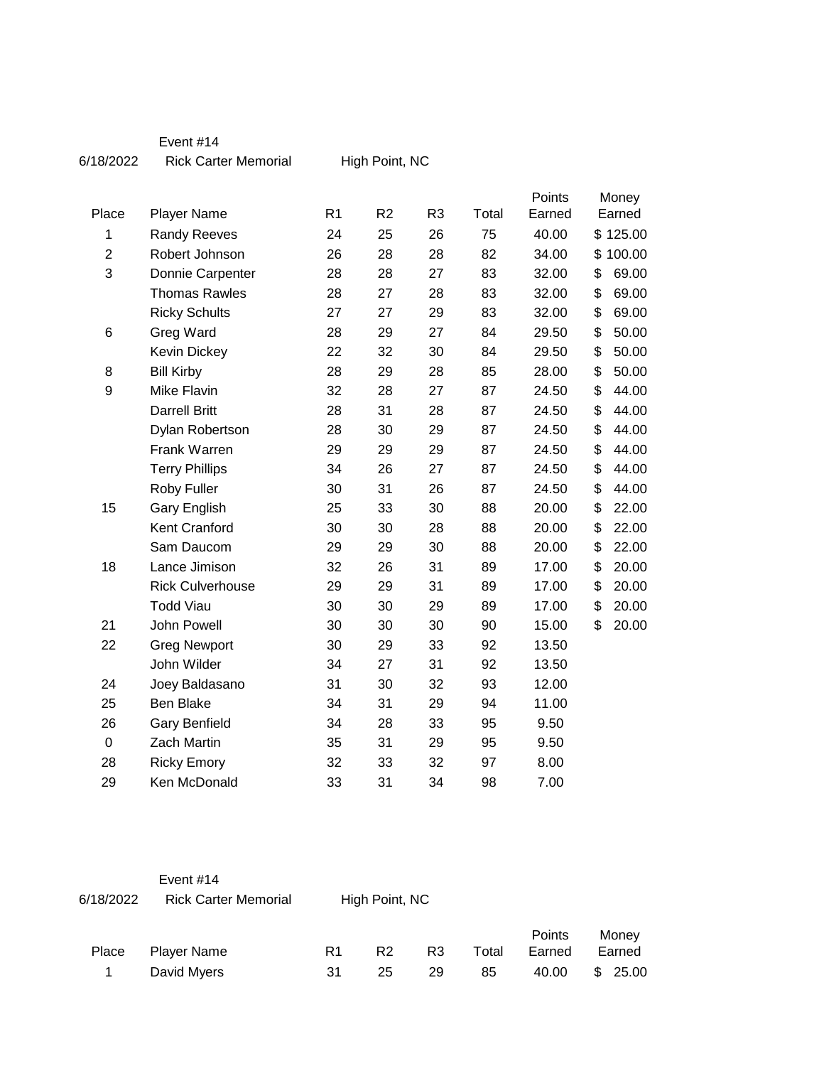Event #14

6/18/2022 Rick Carter Memorial High Point, NC

| Place | Player Name | R1 | R2 | R3 | Total | Points Earned | Money Earned |
|---|---|---|---|---|---|---|---|
| 1 | Randy Reeves | 24 | 25 | 26 | 75 | 40.00 | $ 125.00 |
| 2 | Robert Johnson | 26 | 28 | 28 | 82 | 34.00 | $ 100.00 |
| 3 | Donnie Carpenter | 28 | 28 | 27 | 83 | 32.00 | $ 69.00 |
| | Thomas Rawles | 28 | 27 | 28 | 83 | 32.00 | $ 69.00 |
| | Ricky Schults | 27 | 27 | 29 | 83 | 32.00 | $ 69.00 |
| 6 | Greg Ward | 28 | 29 | 27 | 84 | 29.50 | $ 50.00 |
| | Kevin Dickey | 22 | 32 | 30 | 84 | 29.50 | $ 50.00 |
| 8 | Bill Kirby | 28 | 29 | 28 | 85 | 28.00 | $ 50.00 |
| 9 | Mike Flavin | 32 | 28 | 27 | 87 | 24.50 | $ 44.00 |
| | Darrell Britt | 28 | 31 | 28 | 87 | 24.50 | $ 44.00 |
| | Dylan Robertson | 28 | 30 | 29 | 87 | 24.50 | $ 44.00 |
| | Frank Warren | 29 | 29 | 29 | 87 | 24.50 | $ 44.00 |
| | Terry Phillips | 34 | 26 | 27 | 87 | 24.50 | $ 44.00 |
| | Roby Fuller | 30 | 31 | 26 | 87 | 24.50 | $ 44.00 |
| 15 | Gary English | 25 | 33 | 30 | 88 | 20.00 | $ 22.00 |
| | Kent Cranford | 30 | 30 | 28 | 88 | 20.00 | $ 22.00 |
| | Sam Daucom | 29 | 29 | 30 | 88 | 20.00 | $ 22.00 |
| 18 | Lance Jimison | 32 | 26 | 31 | 89 | 17.00 | $ 20.00 |
| | Rick Culverhouse | 29 | 29 | 31 | 89 | 17.00 | $ 20.00 |
| | Todd Viau | 30 | 30 | 29 | 89 | 17.00 | $ 20.00 |
| 21 | John Powell | 30 | 30 | 30 | 90 | 15.00 | $ 20.00 |
| 22 | Greg Newport | 30 | 29 | 33 | 92 | 13.50 | |
| | John Wilder | 34 | 27 | 31 | 92 | 13.50 | |
| 24 | Joey Baldasano | 31 | 30 | 32 | 93 | 12.00 | |
| 25 | Ben Blake | 34 | 31 | 29 | 94 | 11.00 | |
| 26 | Gary Benfield | 34 | 28 | 33 | 95 | 9.50 | |
| 0 | Zach Martin | 35 | 31 | 29 | 95 | 9.50 | |
| 28 | Ricky Emory | 32 | 33 | 32 | 97 | 8.00 | |
| 29 | Ken McDonald | 33 | 31 | 34 | 98 | 7.00 | |

Event #14

6/18/2022 Rick Carter Memorial High Point, NC

| Place | Player Name | R1 | R2 | R3 | Total | Points Earned | Money Earned |
|---|---|---|---|---|---|---|---|
| 1 | David Myers | 31 | 25 | 29 | 85 | 40.00 | $ 25.00 |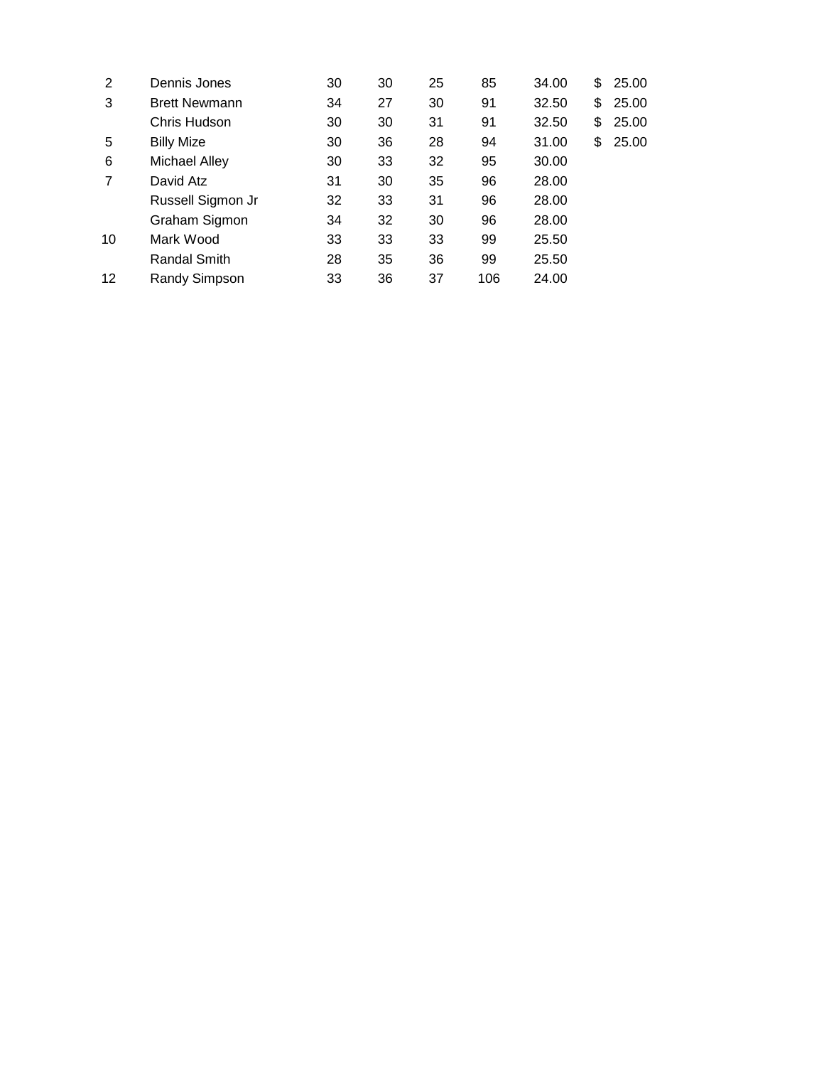| | | | | | | | |
|---|---|---|---|---|---|---|---|
| 2 | Dennis Jones | 30 | 30 | 25 | 85 | 34.00 | $ 25.00 |
| 3 | Brett Newmann | 34 | 27 | 30 | 91 | 32.50 | $ 25.00 |
| | Chris Hudson | 30 | 30 | 31 | 91 | 32.50 | $ 25.00 |
| 5 | Billy Mize | 30 | 36 | 28 | 94 | 31.00 | $ 25.00 |
| 6 | Michael Alley | 30 | 33 | 32 | 95 | 30.00 | |
| 7 | David Atz | 31 | 30 | 35 | 96 | 28.00 | |
| | Russell Sigmon Jr | 32 | 33 | 31 | 96 | 28.00 | |
| | Graham Sigmon | 34 | 32 | 30 | 96 | 28.00 | |
| 10 | Mark Wood | 33 | 33 | 33 | 99 | 25.50 | |
| | Randal Smith | 28 | 35 | 36 | 99 | 25.50 | |
| 12 | Randy Simpson | 33 | 36 | 37 | 106 | 24.00 | |